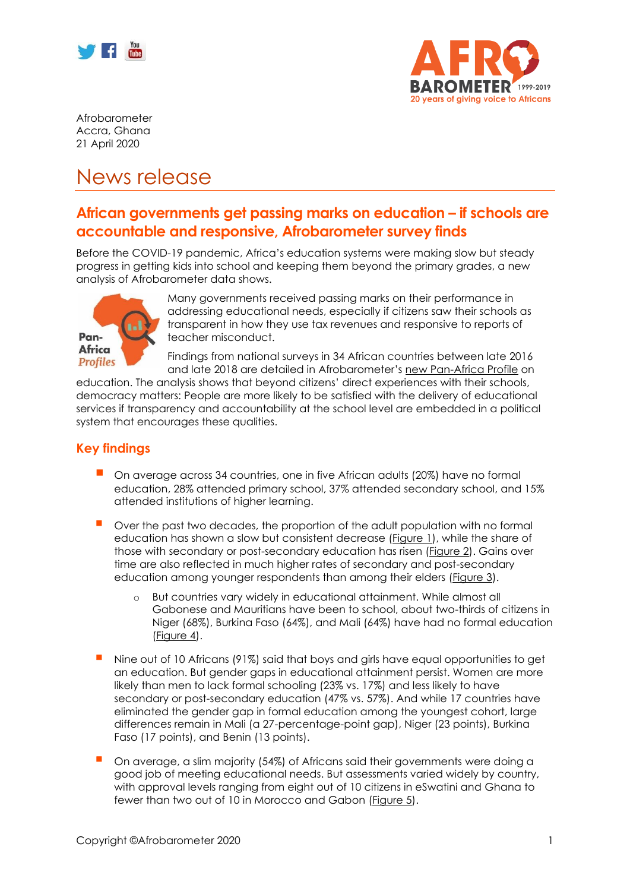Afrobarometer
Accra, Ghana
21 April 2020

# News release

## African governments get passing marks on education – if schools are accountable and responsive, Afrobarometer survey finds

Before the COVID-19 pandemic, Africa's education systems were making slow but steady progress in getting kids into school and keeping them beyond the primary grades, a new analysis of Afrobarometer data shows.

Many governments received passing marks on their performance in addressing educational needs, especially if citizens saw their schools as transparent in how they use tax revenues and responsive to reports of teacher misconduct.

Findings from national surveys in 34 African countries between late 2016 and late 2018 are detailed in Afrobarometer's new Pan-Africa Profile on education. The analysis shows that beyond citizens' direct experiences with their schools, democracy matters: People are more likely to be satisfied with the delivery of educational services if transparency and accountability at the school level are embedded in a political system that encourages these qualities.

### Key findings

- On average across 34 countries, one in five African adults (20%) have no formal education, 28% attended primary school, 37% attended secondary school, and 15% attended institutions of higher learning.
- Over the past two decades, the proportion of the adult population with no formal education has shown a slow but consistent decrease (Figure 1), while the share of those with secondary or post-secondary education has risen (Figure 2). Gains over time are also reflected in much higher rates of secondary and post-secondary education among younger respondents than among their elders (Figure 3).
  - But countries vary widely in educational attainment. While almost all Gabonese and Mauritians have been to school, about two-thirds of citizens in Niger (68%), Burkina Faso (64%), and Mali (64%) have had no formal education (Figure 4).
- Nine out of 10 Africans (91%) said that boys and girls have equal opportunities to get an education. But gender gaps in educational attainment persist. Women are more likely than men to lack formal schooling (23% vs. 17%) and less likely to have secondary or post-secondary education (47% vs. 57%). And while 17 countries have eliminated the gender gap in formal education among the youngest cohort, large differences remain in Mali (a 27-percentage-point gap), Niger (23 points), Burkina Faso (17 points), and Benin (13 points).
- On average, a slim majority (54%) of Africans said their governments were doing a good job of meeting educational needs. But assessments varied widely by country, with approval levels ranging from eight out of 10 citizens in eSwatini and Ghana to fewer than two out of 10 in Morocco and Gabon (Figure 5).

Copyright ©Afrobarometer 2020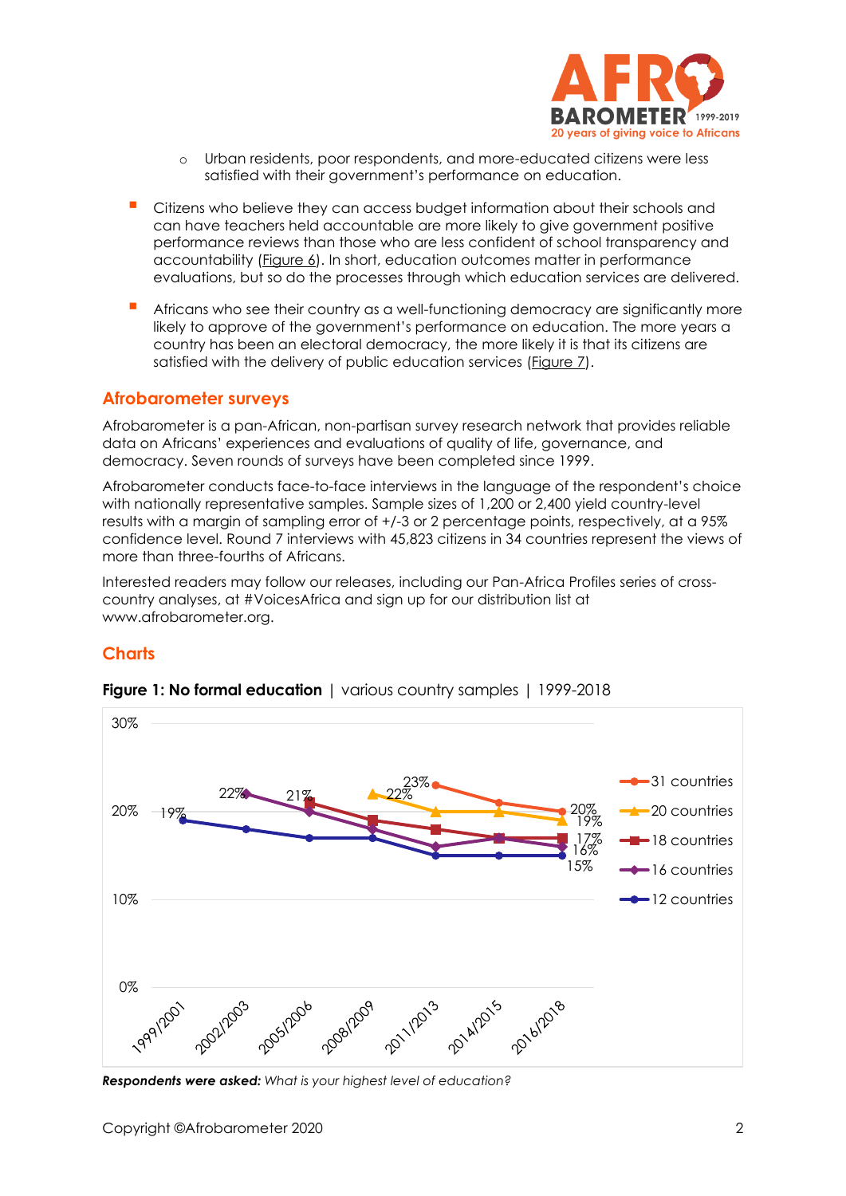- Urban residents, poor respondents, and more-educated citizens were less satisfied with their government's performance on education.

- Citizens who believe they can access budget information about their schools and can have teachers held accountable are more likely to give government positive performance reviews than those who are less confident of school transparency and accountability (Figure 6). In short, education outcomes matter in performance evaluations, but so do the processes through which education services are delivered.

- Africans who see their country as a well-functioning democracy are significantly more likely to approve of the government's performance on education. The more years a country has been an electoral democracy, the more likely it is that its citizens are satisfied with the delivery of public education services (Figure 7).

## Afrobarometer surveys

Afrobarometer is a pan-African, non-partisan survey research network that provides reliable data on Africans' experiences and evaluations of quality of life, governance, and democracy. Seven rounds of surveys have been completed since 1999.

Afrobarometer conducts face-to-face interviews in the language of the respondent's choice with nationally representative samples. Sample sizes of 1,200 or 2,400 yield country-level results with a margin of sampling error of +/-3 or 2 percentage points, respectively, at a 95% confidence level. Round 7 interviews with 45,823 citizens in 34 countries represent the views of more than three-fourths of Africans.

Interested readers may follow our releases, including our Pan-Africa Profiles series of cross-country analyses, at #VoicesAfrica and sign up for our distribution list at www.afrobarometer.org.

## Charts

**Figure 1: No formal education** | various country samples | 1999-2018

*Respondents were asked:* *What is your highest level of education?*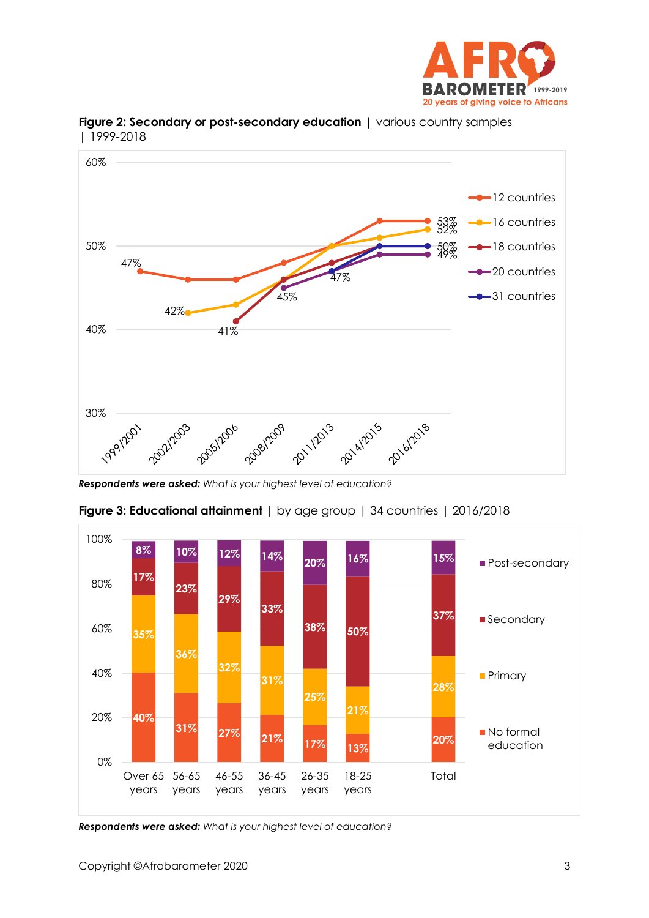**Figure 2: Secondary or post-secondary education** | various country samples | 1999-2018

| | 1999/2001 | 2002/2003 | 2005/2006 | 2008/2009 | 2011/2013 | 2014/2015 | 2016/2018 |
|---|---|---|---|---|---|---|---|
| 12 countries | 47% | 46% | 46% | 48% | 50% | 53% | 53% |
| 16 countries | | 42% | 43% | 46% | 50% | 51% | 52% |
| 18 countries | | | 41% | 46% | 48% | 50% | 50% |
| 20 countries | | | | 45% | 47% | 49% | 49% |
| 31 countries | | | | | 47% | 50% | 50% |

***Respondents were asked:*** *What is your highest level of education?*

**Figure 3: Educational attainment** | by age group | 34 countries | 2016/2018

| | Over 65 years | 56-65 years | 46-55 years | 36-45 years | 26-35 years | 18-25 years | Total |
|---|---|---|---|---|---|---|---|
| Post-secondary | 8% | 10% | 12% | 14% | 20% | 16% | 15% |
| Secondary | 17% | 23% | 29% | 33% | 38% | 50% | 37% |
| Primary | 35% | 36% | 32% | 31% | 25% | 21% | 28% |
| No formal education | 40% | 31% | 27% | 21% | 17% | 13% | 20% |

***Respondents were asked:*** *What is your highest level of education?*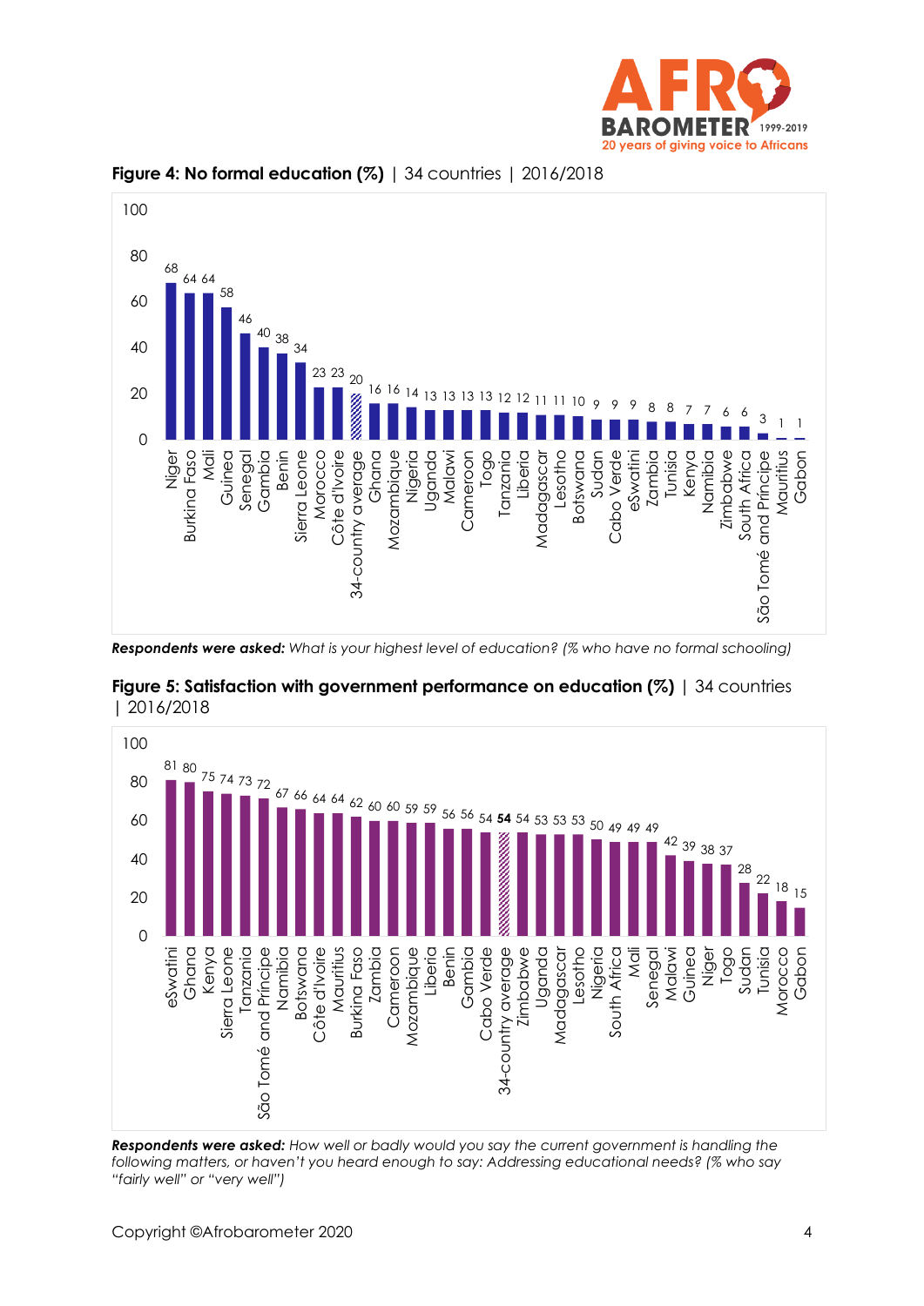**Figure 4: No formal education (%)** | 34 countries | 2016/2018

| Country | % |
|---|---|
| Niger | 68 |
| Burkina Faso | 64 |
| Mali | 64 |
| Guinea | 58 |
| Senegal | 46 |
| Gambia | 40 |
| Benin | 38 |
| Sierra Leone | 34 |
| Morocco | 23 |
| Côte d'Ivoire | 23 |
| 34-country average | 20 |
| Ghana | 16 |
| Mozambique | 16 |
| Nigeria | 14 |
| Uganda | 13 |
| Malawi | 13 |
| Cameroon | 13 |
| Togo | 13 |
| Tanzania | 12 |
| Liberia | 12 |
| Madagascar | 11 |
| Lesotho | 11 |
| Botswana | 10 |
| Sudan | 9 |
| Cabo Verde | 9 |
| eSwatini | 9 |
| Zambia | 8 |
| Tunisia | 8 |
| Kenya | 7 |
| Namibia | 7 |
| Zimbabwe | 6 |
| South Africa | 6 |
| São Tomé and Príncipe | 3 |
| Mauritius | 1 |
| Gabon | 1 |

***Respondents were asked:*** *What is your highest level of education? (% who have no formal schooling)*

**Figure 5: Satisfaction with government performance on education (%)** | 34 countries | 2016/2018

| Country | % |
|---|---|
| eSwatini | 81 |
| Ghana | 80 |
| Kenya | 75 |
| Sierra Leone | 74 |
| Tanzania | 73 |
| São Tomé and Príncipe | 72 |
| Namibia | 67 |
| Botswana | 66 |
| Côte d'Ivoire | 64 |
| Mauritius | 64 |
| Burkina Faso | 62 |
| Zambia | 60 |
| Cameroon | 60 |
| Mozambique | 59 |
| Liberia | 59 |
| Benin | 56 |
| Gambia | 56 |
| Cabo Verde | 54 |
| 34-country average | **54** |
| Zimbabwe | 54 |
| Uganda | 53 |
| Madagascar | 53 |
| Lesotho | 53 |
| Nigeria | 50 |
| South Africa | 49 |
| Mali | 49 |
| Senegal | 49 |
| Malawi | 42 |
| Guinea | 39 |
| Niger | 38 |
| Togo | 37 |
| Sudan | 28 |
| Tunisia | 22 |
| Morocco | 18 |
| Gabon | 15 |

***Respondents were asked:*** *How well or badly would you say the current government is handling the following matters, or haven't you heard enough to say: Addressing educational needs? (% who say "fairly well" or "very well")*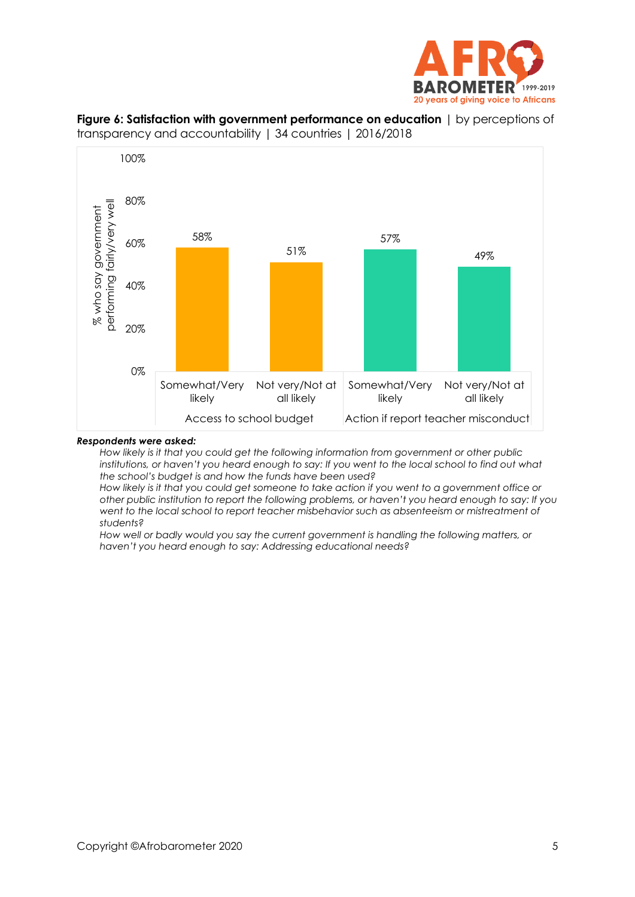**Figure 6: Satisfaction with government performance on education** | by perceptions of transparency and accountability | 34 countries | 2016/2018

| | Somewhat/Very likely | Not very/Not at all likely |
|---|---|---|
| Access to school budget | 58% | 51% |
| Action if report teacher misconduct | 57% | 49% |

(% who say government performing fairly/very well)

***Respondents were asked:***

*How likely is it that you could get the following information from government or other public institutions, or haven't you heard enough to say: If you went to the local school to find out what the school's budget is and how the funds have been used?*

*How likely is it that you could get someone to take action if you went to a government office or other public institution to report the following problems, or haven't you heard enough to say: If you went to the local school to report teacher misbehavior such as absenteeism or mistreatment of students?*

*How well or badly would you say the current government is handling the following matters, or haven't you heard enough to say: Addressing educational needs?*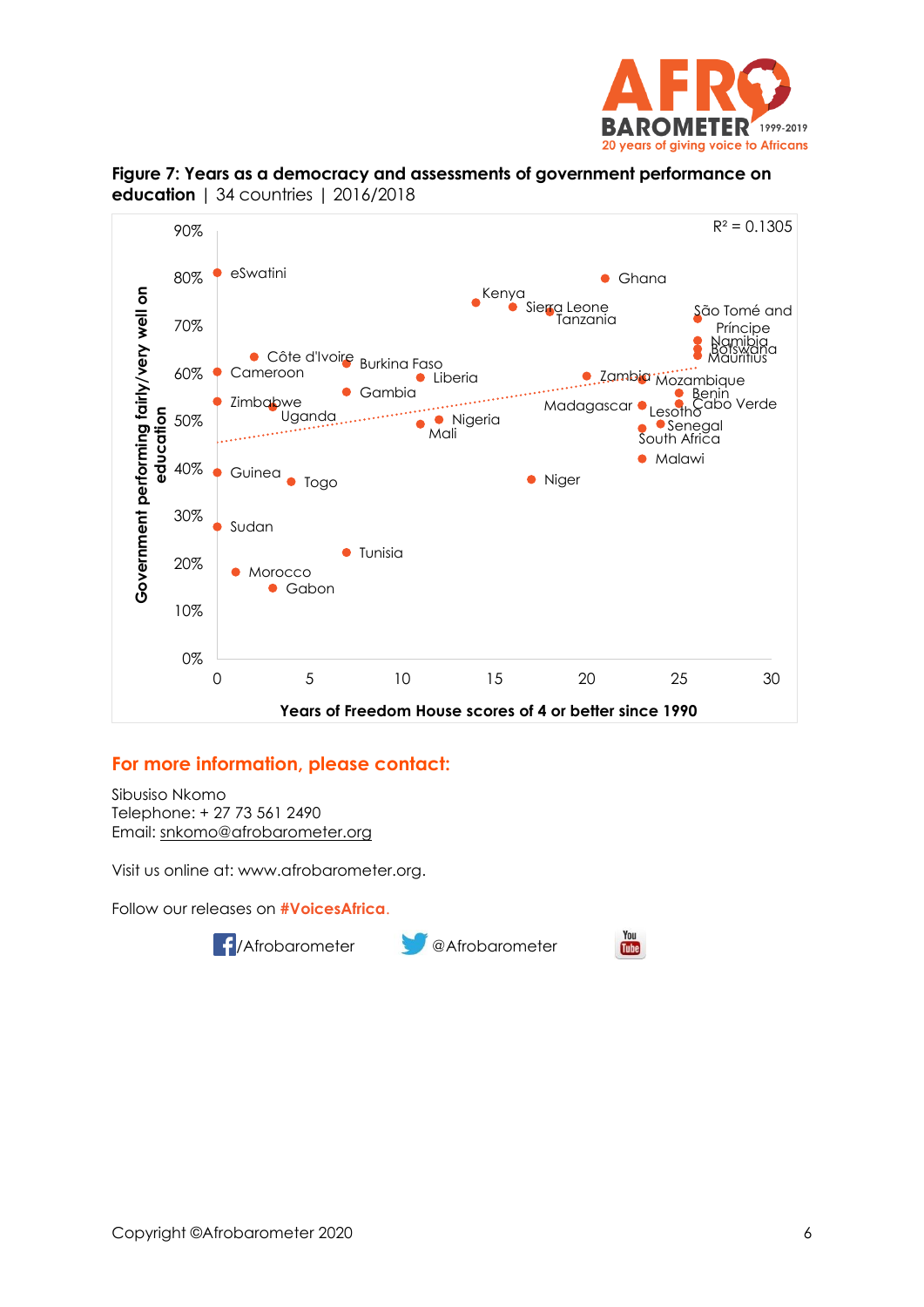**Figure 7: Years as a democracy and assessments of government performance on education** | 34 countries | 2016/2018

$R^2 = 0.1305$

Government performing fairly/very well on education

90%
80%
70%
60%
50%
40%
30%
20%
10%
0%

0 5 10 15 20 25 30

Years of Freedom House scores of 4 or better since 1990

eSwatini
Ghana
Kenya
Sierra Leone
Tanzania
São Tomé and Príncipe
Namibia
Botswana
Mauritius
Côte d'Ivoire
Burkina Faso
Cameroon
Liberia
Zambia
Mozambique
Gambia
Benin
Zimbabwe
Madagascar
Cabo Verde
Lesotho
Uganda
Nigeria
Senegal
Mali
South Africa
Malawi
Guinea
Togo
Niger
Sudan
Tunisia
Morocco
Gabon

## For more information, please contact:

Sibusiso Nkomo
Telephone: + 27 73 561 2490
Email: snkomo@afrobarometer.org

Visit us online at: www.afrobarometer.org.

Follow our releases on **#VoicesAfrica.**

/Afrobarometer @Afrobarometer

Copyright ©Afrobarometer 2020